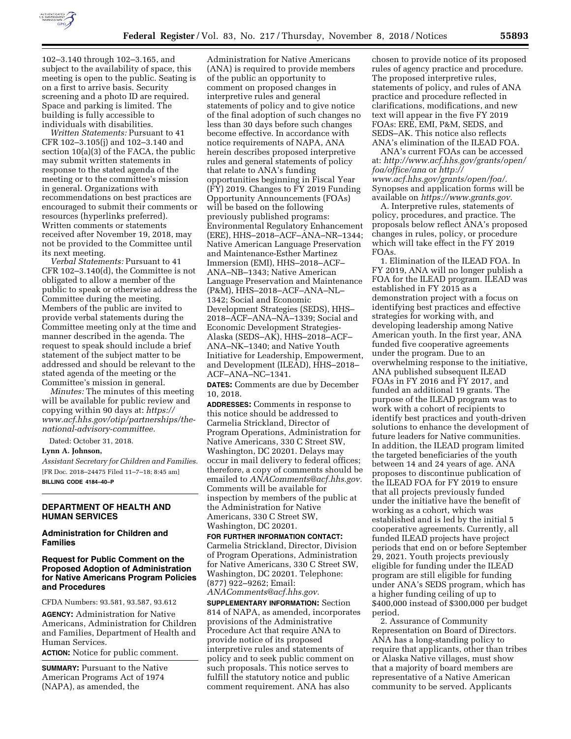102–3.140 through 102–3.165, and subject to the availability of space, this meeting is open to the public. Seating is on a first to arrive basis. Security screening and a photo ID are required. Space and parking is limited. The building is fully accessible to individuals with disabilities.

*Written Statements:* Pursuant to 41 CFR 102–3.105(j) and 102–3.140 and section 10(a)(3) of the FACA, the public may submit written statements in response to the stated agenda of the meeting or to the committee's mission in general. Organizations with recommendations on best practices are encouraged to submit their comments or resources (hyperlinks preferred). Written comments or statements received after November 19, 2018, may not be provided to the Committee until its next meeting.

*Verbal Statements:* Pursuant to 41 CFR 102–3.140(d), the Committee is not obligated to allow a member of the public to speak or otherwise address the Committee during the meeting. Members of the public are invited to provide verbal statements during the Committee meeting only at the time and manner described in the agenda. The request to speak should include a brief statement of the subject matter to be addressed and should be relevant to the stated agenda of the meeting or the Committee's mission in general.

*Minutes:* The minutes of this meeting will be available for public review and copying within 90 days at: *https://www.acf.hhs.gov/otip/partnerships/the-national-advisory-committee.*

Dated: October 31, 2018.

**Lynn A. Johnson,**

*Assistant Secretary for Children and Families.*

[FR Doc. 2018–24475 Filed 11–7–18; 8:45 am]

**BILLING CODE 4184–40–P**

## DEPARTMENT OF HEALTH AND HUMAN SERVICES

### Administration for Children and Families

### Request for Public Comment on the Proposed Adoption of Administration for Native Americans Program Policies and Procedures

CFDA Numbers: 93.581, 93.587, 93.612

**AGENCY:** Administration for Native Americans, Administration for Children and Families, Department of Health and Human Services.

**ACTION:** Notice for public comment.

**SUMMARY:** Pursuant to the Native American Programs Act of 1974 (NAPA), as amended, the Administration for Native Americans (ANA) is required to provide members of the public an opportunity to comment on proposed changes in interpretive rules and general statements of policy and to give notice of the final adoption of such changes no less than 30 days before such changes become effective. In accordance with notice requirements of NAPA, ANA herein describes proposed interpretive rules and general statements of policy that relate to ANA's funding opportunities beginning in Fiscal Year (FY) 2019. Changes to FY 2019 Funding Opportunity Announcements (FOAs) will be based on the following previously published programs: Environmental Regulatory Enhancement (ERE), HHS–2018–ACF–ANA–NR–1344; Native American Language Preservation and Maintenance-Esther Martinez Immersion (EMI), HHS–2018–ACF–ANA–NB–1343; Native American Language Preservation and Maintenance (P&M), HHS–2018–ACF–ANA–NL–1342; Social and Economic Development Strategies (SEDS), HHS–2018–ACF–ANA–NA–1339; Social and Economic Development Strategies-Alaska (SEDS–AK), HHS–2018–ACF–ANA–NK–1340; and Native Youth Initiative for Leadership, Empowerment, and Development (ILEAD), HHS–2018–ACF–ANA–NC–1341.

**DATES:** Comments are due by December 10, 2018.

**ADDRESSES:** Comments in response to this notice should be addressed to Carmelia Strickland, Director of Program Operations, Administration for Native Americans, 330 C Street SW, Washington, DC 20201. Delays may occur in mail delivery to federal offices; therefore, a copy of comments should be emailed to *ANAComments@acf.hhs.gov.* Comments will be available for inspection by members of the public at the Administration for Native Americans, 330 C Street SW, Washington, DC 20201.

**FOR FURTHER INFORMATION CONTACT:** Carmelia Strickland, Director, Division of Program Operations, Administration for Native Americans, 330 C Street SW, Washington, DC 20201. Telephone: (877) 922–9262; Email: *ANAComments@acf.hhs.gov.*

**SUPPLEMENTARY INFORMATION:** Section 814 of NAPA, as amended, incorporates provisions of the Administrative Procedure Act that require ANA to provide notice of its proposed interpretive rules and statements of policy and to seek public comment on such proposals. This notice serves to fulfill the statutory notice and public comment requirement. ANA has also chosen to provide notice of its proposed rules of agency practice and procedure. The proposed interpretive rules, statements of policy, and rules of ANA practice and procedure reflected in clarifications, modifications, and new text will appear in the five FY 2019 FOAs: ERE, EMI, P&M, SEDS, and SEDS–AK. This notice also reflects ANA's elimination of the ILEAD FOA.

ANA's current FOAs can be accessed at: *http://www.acf.hhs.gov/grants/open/foa/office/ana* or *http://www.acf.hhs.gov/grants/open/foa/.* Synopses and application forms will be available on *https://www.grants.gov.*

A. Interpretive rules, statements of policy, procedures, and practice. The proposals below reflect ANA's proposed changes in rules, policy, or procedure which will take effect in the FY 2019 FOAs.

1. Elimination of the ILEAD FOA. In FY 2019, ANA will no longer publish a FOA for the ILEAD program. ILEAD was established in FY 2015 as a demonstration project with a focus on identifying best practices and effective strategies for working with, and developing leadership among Native American youth. In the first year, ANA funded five cooperative agreements under the program. Due to an overwhelming response to the initiative, ANA published subsequent ILEAD FOAs in FY 2016 and FY 2017, and funded an additional 19 grants. The purpose of the ILEAD program was to work with a cohort of recipients to identify best practices and youth-driven solutions to enhance the development of future leaders for Native communities. In addition, the ILEAD program limited the targeted beneficiaries of the youth between 14 and 24 years of age. ANA proposes to discontinue publication of the ILEAD FOA for FY 2019 to ensure that all projects previously funded under the initiative have the benefit of working as a cohort, which was established and is led by the initial 5 cooperative agreements. Currently, all funded ILEAD projects have project periods that end on or before September 29, 2021. Youth projects previously eligible for funding under the ILEAD program are still eligible for funding under ANA's SEDS program, which has a higher funding ceiling of up to $400,000 instead of $300,000 per budget period.

2. Assurance of Community Representation on Board of Directors. ANA has a long-standing policy to require that applicants, other than tribes or Alaska Native villages, must show that a majority of board members are representative of a Native American community to be served. Applicants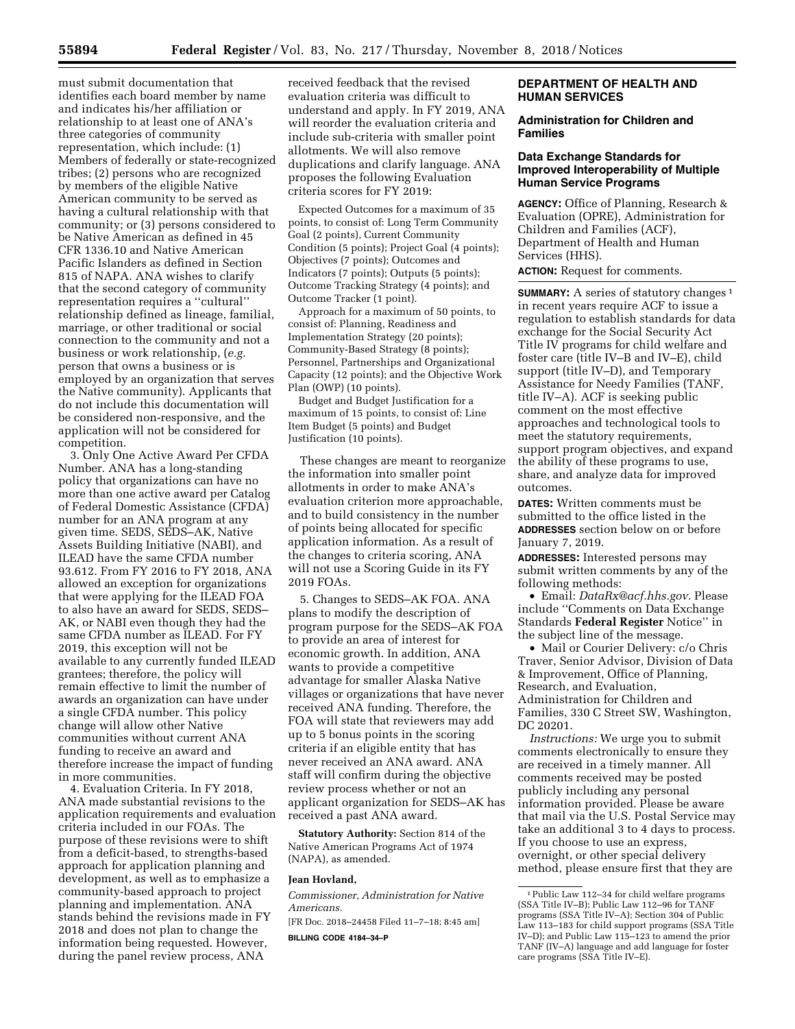must submit documentation that identifies each board member by name and indicates his/her affiliation or relationship to at least one of ANA's three categories of community representation, which include: (1) Members of federally or state-recognized tribes; (2) persons who are recognized by members of the eligible Native American community to be served as having a cultural relationship with that community; or (3) persons considered to be Native American as defined in 45 CFR 1336.10 and Native American Pacific Islanders as defined in Section 815 of NAPA. ANA wishes to clarify that the second category of community representation requires a ''cultural'' relationship defined as lineage, familial, marriage, or other traditional or social connection to the community and not a business or work relationship, (*e.g.* person that owns a business or is employed by an organization that serves the Native community). Applicants that do not include this documentation will be considered non-responsive, and the application will not be considered for competition.

3. Only One Active Award Per CFDA Number. ANA has a long-standing policy that organizations can have no more than one active award per Catalog of Federal Domestic Assistance (CFDA) number for an ANA program at any given time. SEDS, SEDS–AK, Native Assets Building Initiative (NABI), and ILEAD have the same CFDA number 93.612. From FY 2016 to FY 2018, ANA allowed an exception for organizations that were applying for the ILEAD FOA to also have an award for SEDS, SEDS–AK, or NABI even though they had the same CFDA number as ILEAD. For FY 2019, this exception will not be available to any currently funded ILEAD grantees; therefore, the policy will remain effective to limit the number of awards an organization can have under a single CFDA number. This policy change will allow other Native communities without current ANA funding to receive an award and therefore increase the impact of funding in more communities.

4. Evaluation Criteria. In FY 2018, ANA made substantial revisions to the application requirements and evaluation criteria included in our FOAs. The purpose of these revisions were to shift from a deficit-based, to strengths-based approach for application planning and development, as well as to emphasize a community-based approach to project planning and implementation. ANA stands behind the revisions made in FY 2018 and does not plan to change the information being requested. However, during the panel review process, ANA received feedback that the revised evaluation criteria was difficult to understand and apply. In FY 2019, ANA will reorder the evaluation criteria and include sub-criteria with smaller point allotments. We will also remove duplications and clarify language. ANA proposes the following Evaluation criteria scores for FY 2019:

Expected Outcomes for a maximum of 35 points, to consist of: Long Term Community Goal (2 points), Current Community Condition (5 points); Project Goal (4 points); Objectives (7 points); Outcomes and Indicators (7 points); Outputs (5 points); Outcome Tracking Strategy (4 points); and Outcome Tracker (1 point).

Approach for a maximum of 50 points, to consist of: Planning, Readiness and Implementation Strategy (20 points); Community-Based Strategy (8 points); Personnel, Partnerships and Organizational Capacity (12 points); and the Objective Work Plan (OWP) (10 points).

Budget and Budget Justification for a maximum of 15 points, to consist of: Line Item Budget (5 points) and Budget Justification (10 points).

These changes are meant to reorganize the information into smaller point allotments in order to make ANA's evaluation criterion more approachable, and to build consistency in the number of points being allocated for specific application information. As a result of the changes to criteria scoring, ANA will not use a Scoring Guide in its FY 2019 FOAs.

5. Changes to SEDS–AK FOA. ANA plans to modify the description of program purpose for the SEDS–AK FOA to provide an area of interest for economic growth. In addition, ANA wants to provide a competitive advantage for smaller Alaska Native villages or organizations that have never received ANA funding. Therefore, the FOA will state that reviewers may add up to 5 bonus points in the scoring criteria if an eligible entity that has never received an ANA award. ANA staff will confirm during the objective review process whether or not an applicant organization for SEDS–AK has received a past ANA award.

**Statutory Authority:** Section 814 of the Native American Programs Act of 1974 (NAPA), as amended.

**Jean Hovland,**

*Commissioner, Administration for Native Americans.*

[FR Doc. 2018–24458 Filed 11–7–18; 8:45 am]

**BILLING CODE 4184–34–P**

## DEPARTMENT OF HEALTH AND HUMAN SERVICES

### Administration for Children and Families

### Data Exchange Standards for Improved Interoperability of Multiple Human Service Programs

**AGENCY:** Office of Planning, Research & Evaluation (OPRE), Administration for Children and Families (ACF), Department of Health and Human Services (HHS).

**ACTION:** Request for comments.

**SUMMARY:** A series of statutory changes [1] in recent years require ACF to issue a regulation to establish standards for data exchange for the Social Security Act Title IV programs for child welfare and foster care (title IV–B and IV–E), child support (title IV–D), and Temporary Assistance for Needy Families (TANF, title IV–A). ACF is seeking public comment on the most effective approaches and technological tools to meet the statutory requirements, support program objectives, and expand the ability of these programs to use, share, and analyze data for improved outcomes.

**DATES:** Written comments must be submitted to the office listed in the **ADDRESSES** section below on or before January 7, 2019.

**ADDRESSES:** Interested persons may submit written comments by any of the following methods:

- Email: *DataRx@acf.hhs.gov.* Please include ''Comments on Data Exchange Standards **Federal Register** Notice'' in the subject line of the message.
- Mail or Courier Delivery: c/o Chris Traver, Senior Advisor, Division of Data & Improvement, Office of Planning, Research, and Evaluation, Administration for Children and Families, 330 C Street SW, Washington, DC 20201.

*Instructions:* We urge you to submit comments electronically to ensure they are received in a timely manner. All comments received may be posted publicly including any personal information provided. Please be aware that mail via the U.S. Postal Service may take an additional 3 to 4 days to process. If you choose to use an express, overnight, or other special delivery method, please ensure first that they are

[1] Public Law 112–34 for child welfare programs (SSA Title IV–B); Public Law 112–96 for TANF programs (SSA Title IV–A); Section 304 of Public Law 113–183 for child support programs (SSA Title IV–D); and Public Law 115–123 to amend the prior TANF (IV–A) language and add language for foster care programs (SSA Title IV–E).